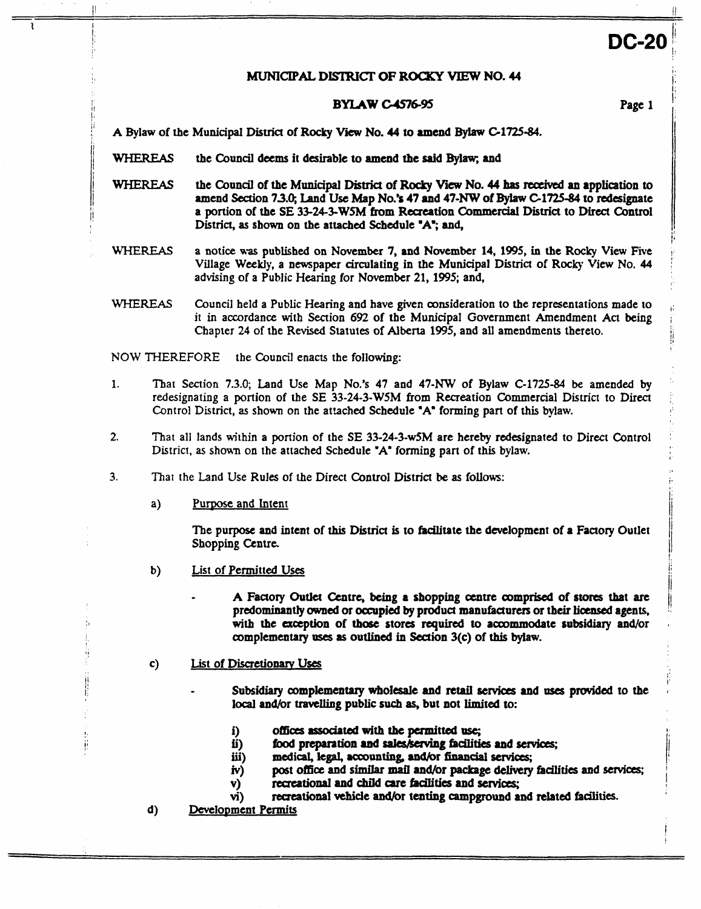**DC-20**

**MUNICIPAL DISTRICT OF ROCKY VIEW NO. 44**

**BYLAW C-4576-95**

A Bylaw of the Municipal District of Rocky View No. 44 to amend Bylaw C-1725-84.

WHEREAS the Council deems it desirable to amend the said Bylaw; and

WHEREAS the Council of the Municipal District of Rocky View No. 44 has received an application to amend Section 7.3.0; Land Use Map No.'s 47 and 47-NW of Bylaw C-1725-84 to redesignate a portion of the SE 33-24-3-W5M from Recreation Commercial District to Direct Control District, as shown on the attached Schedule "A"; and,

WHEREAS a notice was published on November 7, and November 14, 1995, in the Rocky View Five Village Weekly, a newspaper circulating in the Municipal District of Rocky View No. 44 advising of a Public Hearing for November 21, 1995; and,

WHEREAS Council held a Public Hearing and have given consideration to the representations made to it in accordance with Section 692 of the Municipal Government Amendment Act being Chapter 24 of the Revised Statutes of Alberta 1995, and all amendments thereto.

NOW THEREFORE the Council enacts the following:

1. That Section 7.3.0; Land Use Map No.'s 47 and 47-NW of Bylaw C-1725-84 be amended by redesignating a portion of the SE 33-24-3-W5M from Recreation Commercial District to Direct Control District, as shown on the attached Schedule "A" forming part of this bylaw.

2. That all lands within a portion of the SE 33-24-3-w5M are hereby redesignated to Direct Control District, as shown on the attached Schedule "A" forming part of this bylaw.

3. That the Land Use Rules of the Direct Control District be as follows:

   a) Purpose and Intent

      The purpose and intent of this District is to facilitate the development of a Factory Outlet Shopping Centre.

   b) List of Permitted Uses

      - A Factory Outlet Centre, being a shopping centre comprised of stores that are predominantly owned or occupied by product manufacturers or their licensed agents, with the exception of those stores required to accommodate subsidiary and/or complementary uses as outlined in Section 3(c) of this bylaw.

   c) List of Discretionary Uses

      - Subsidiary complementary wholesale and retail services and uses provided to the local and/or travelling public such as, but not limited to:

        i) offices associated with the permitted use;
        ii) food preparation and sales/serving facilities and services;
        iii) medical, legal, accounting, and/or financial services;
        iv) post office and similar mail and/or package delivery facilities and services;
        v) recreational and child care facilities and services;
        vi) recreational vehicle and/or tenting campground and related facilities.

   d) Development Permits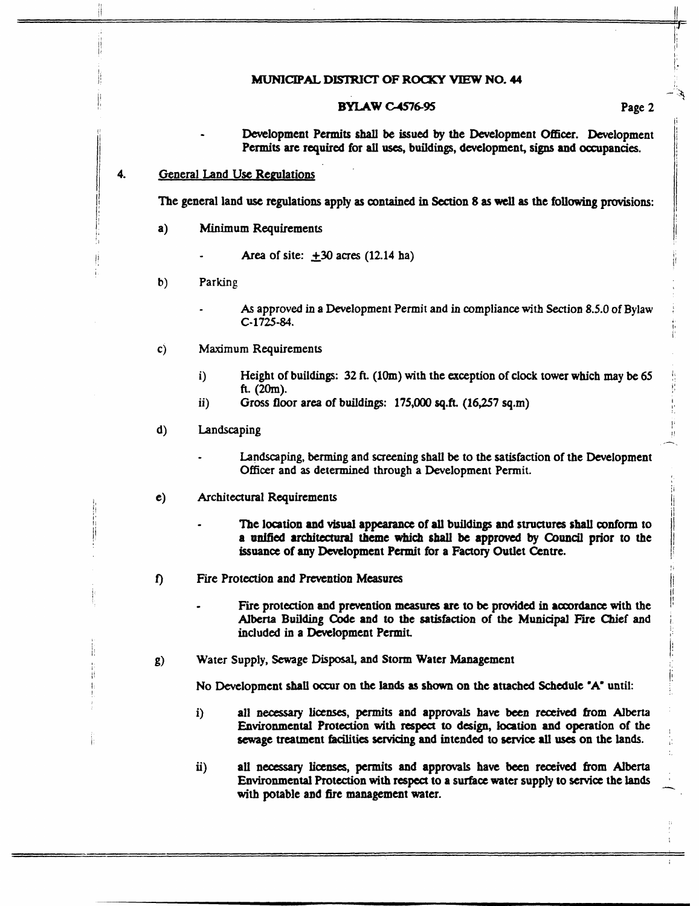- Development Permits shall be issued by the Development Officer. Development Permits are required for all uses, buildings, development, signs and occupancies.

4. General Land Use Regulations

The general land use regulations apply as contained in Section 8 as well as the following provisions:

a) Minimum Requirements

- Area of site: ±30 acres (12.14 ha)

b) Parking

- As approved in a Development Permit and in compliance with Section 8.5.0 of Bylaw C-1725-84.

c) Maximum Requirements

i) Height of buildings: 32 ft. (10m) with the exception of clock tower which may be 65 ft. (20m).
ii) Gross floor area of buildings: 175,000 sq.ft. (16,257 sq.m)

d) Landscaping

- Landscaping, berming and screening shall be to the satisfaction of the Development Officer and as determined through a Development Permit.

e) Architectural Requirements

- **The location and visual appearance of all buildings and structures shall conform to a unified architectural theme which shall be approved by Council prior to the issuance of any Development Permit for a Factory Outlet Centre.**

f) Fire Protection and Prevention Measures

- Fire protection and prevention measures are to be provided in accordance with the Alberta Building Code and to the satisfaction of the Municipal Fire Chief and included in a Development Permit.

g) Water Supply, Sewage Disposal, and Storm Water Management

No Development shall occur on the lands as shown on the attached Schedule "A" until:

i) all necessary licenses, permits and approvals have been received from Alberta Environmental Protection with respect to design, location and operation of the sewage treatment facilities servicing and intended to service all uses on the lands.

ii) all necessary licenses, permits and approvals have been received from Alberta Environmental Protection with respect to a surface water supply to service the lands with potable and fire management water.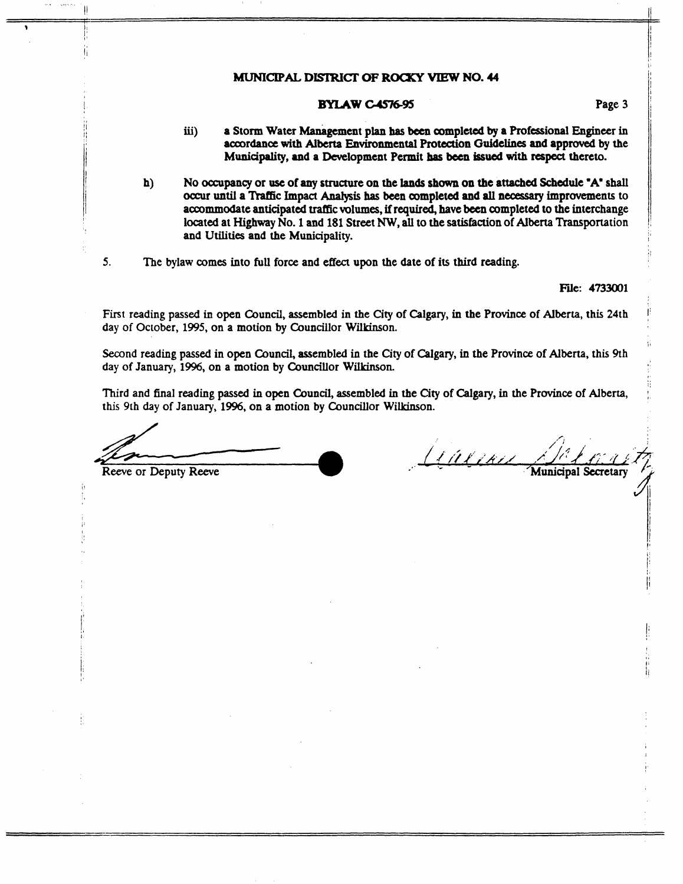**MUNICIPAL DISTRICT OF ROCKY VIEW NO. 44**

**BYLAW C-4576-95**

iii) **a Storm Water Management plan has been completed by a Professional Engineer in accordance with Alberta Environmental Protection Guidelines and approved by the Municipality, and a Development Permit has been issued with respect thereto.**

h) **No occupancy or use of any structure on the lands shown on the attached Schedule "A" shall occur until a Traffic Impact Analysis has been completed and all necessary improvements to accommodate anticipated traffic volumes, if required, have been completed to the interchange located at Highway No. 1 and 181 Street NW, all to the satisfaction of Alberta Transportation and Utilities and the Municipality.**

5. The bylaw comes into full force and effect upon the date of its third reading.

File: 4733001

First reading passed in open Council, assembled in the City of Calgary, in the Province of Alberta, this 24th day of October, 1995, on a motion by Councillor Wilkinson.

Second reading passed in open Council, assembled in the City of Calgary, in the Province of Alberta, this 9th day of January, 1996, on a motion by Councillor Wilkinson.

Third and final reading passed in open Council, assembled in the City of Calgary, in the Province of Alberta, this 9th day of January, 1996, on a motion by Councillor Wilkinson.

Reeve or Deputy Reeve

Municipal Secretary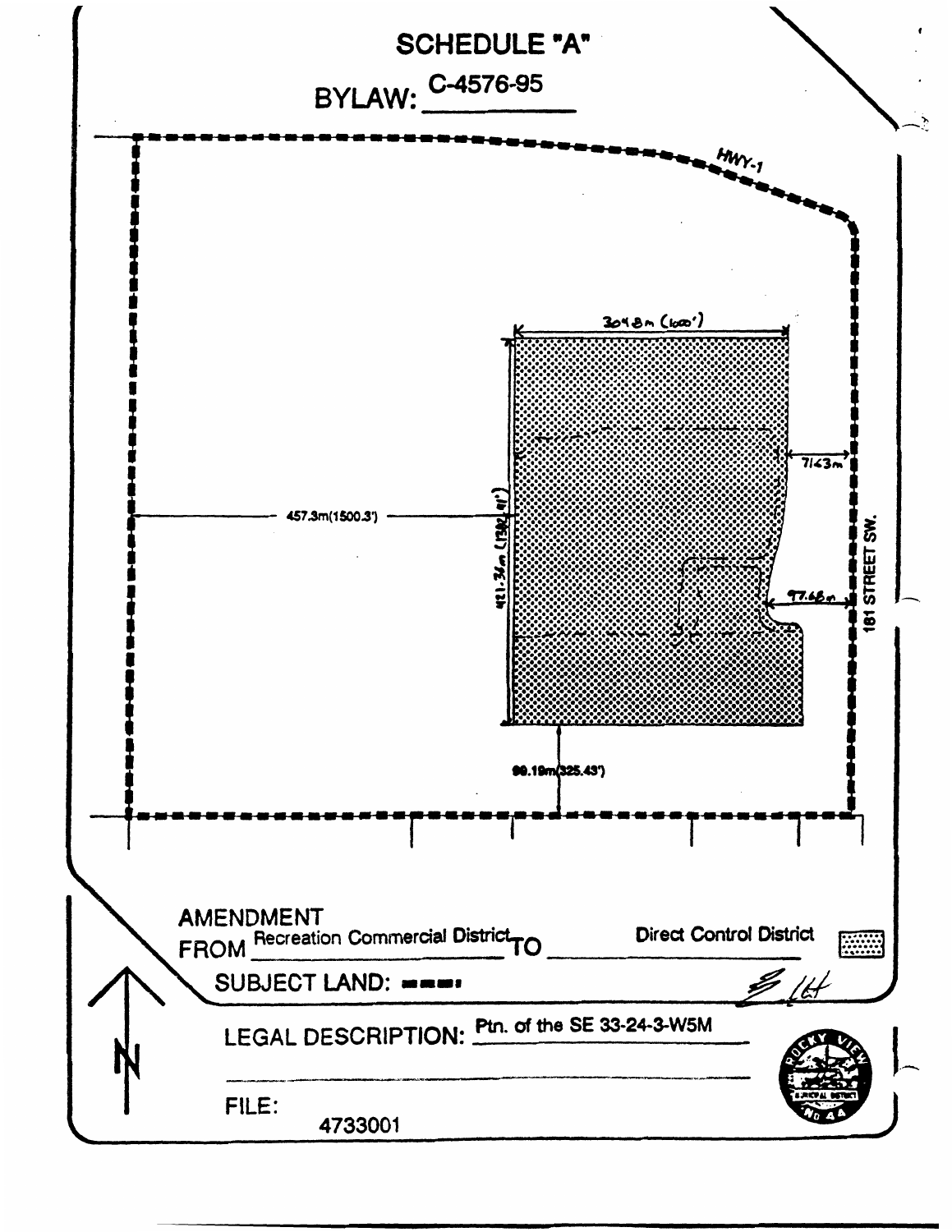# SCHEDULE "A"

## BYLAW: C-4576-95

HWY-1

304.8m (1000')

71.63m

457.3m(1500.3')

421.36m (1382.41')

97.68m

181 STREET SW.

99.19m(325.43')

AMENDMENT

FROM Recreation Commercial District TO Direct Control District

SUBJECT LAND:

LEGAL DESCRIPTION: Ptn. of the SE 33-24-3-W5M

FILE: 4733001

N